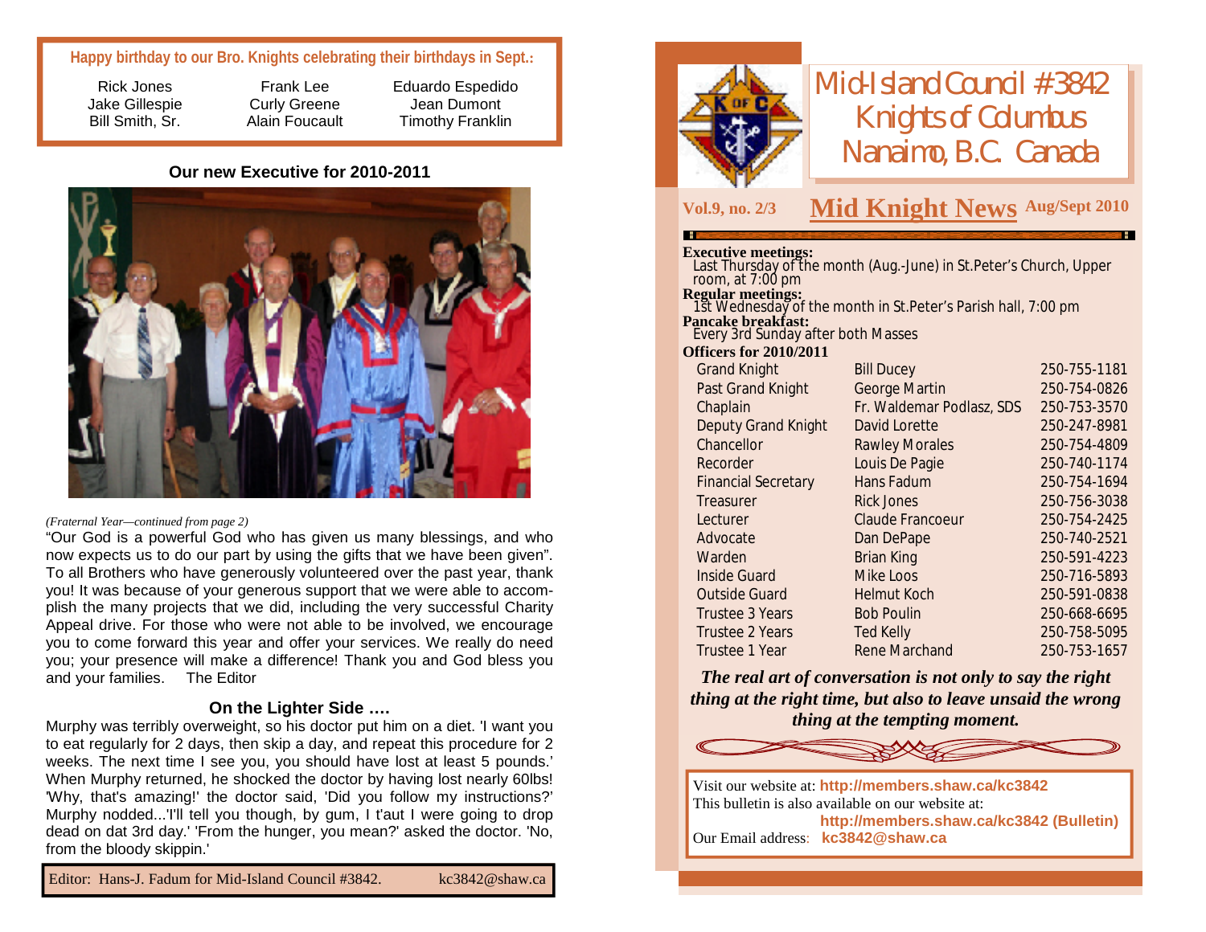**Happy birthday to our Bro. Knights celebrating their birthdays in Sept.:**

| | | |
|---|---|---|
| Rick Jones | Frank Lee | Eduardo Espedido |
| Jake Gillespie | Curly Greene | Jean Dumont |
| Bill Smith, Sr. | Alain Foucault | Timothy Franklin |

### Our new Executive for 2010-2011

*(Fraternal Year—continued from page 2)*

"Our God is a powerful God who has given us many blessings, and who now expects us to do our part by using the gifts that we have been given". To all Brothers who have generously volunteered over the past year, thank you! It was because of your generous support that we were able to accomplish the many projects that we did, including the very successful Charity Appeal drive. For those who were not able to be involved, we encourage you to come forward this year and offer your services. We really do need you; your presence will make a difference! Thank you and God bless you and your families. The Editor

### On the Lighter Side ….

Murphy was terribly overweight, so his doctor put him on a diet. 'I want you to eat regularly for 2 days, then skip a day, and repeat this procedure for 2 weeks. The next time I see you, you should have lost at least 5 pounds.' When Murphy returned, he shocked the doctor by having lost nearly 60lbs! 'Why, that's amazing!' the doctor said, 'Did you follow my instructions?' Murphy nodded...'I'll tell you though, by gum, I t'aut I were going to drop dead on dat 3rd day.' 'From the hunger, you mean?' asked the doctor. 'No, from the bloody skippin.'

Editor: Hans-J. Fadum for Mid-Island Council #3842. kc3842@shaw.ca

# Mid-Island Council #3842 Knights of Columbus Nanaimo, B.C. Canada

**Vol.9, no. 2/3** **Mid Knight News** **Aug/Sept 2010**

**Executive meetings:**
Last Thursday of the month (Aug.-June) in St.Peter's Church, Upper room, at 7:00 pm

**Regular meetings:**
1st Wednesday of the month in St.Peter's Parish hall, 7:00 pm

**Pancake breakfast:**
Every 3rd Sunday after both Masses

**Officers for 2010/2011**

| Office | Name | Phone |
|---|---|---|
| Grand Knight | Bill Ducey | 250-755-1181 |
| Past Grand Knight | George Martin | 250-754-0826 |
| Chaplain | Fr. Waldemar Podlasz, SDS | 250-753-3570 |
| Deputy Grand Knight | David Lorette | 250-247-8981 |
| Chancellor | Rawley Morales | 250-754-4809 |
| Recorder | Louis De Pagie | 250-740-1174 |
| Financial Secretary | Hans Fadum | 250-754-1694 |
| Treasurer | Rick Jones | 250-756-3038 |
| Lecturer | Claude Francoeur | 250-754-2425 |
| Advocate | Dan DePape | 250-740-2521 |
| Warden | Brian King | 250-591-4223 |
| Inside Guard | Mike Loos | 250-716-5893 |
| Outside Guard | Helmut Koch | 250-591-0838 |
| Trustee 3 Years | Bob Poulin | 250-668-6695 |
| Trustee 2 Years | Ted Kelly | 250-758-5095 |
| Trustee 1 Year | Rene Marchand | 250-753-1657 |

***The real art of conversation is not only to say the right thing at the right time, but also to leave unsaid the wrong thing at the tempting moment.***

Visit our website at: **http://members.shaw.ca/kc3842**
This bulletin is also available on our website at:
**http://members.shaw.ca/kc3842 (Bulletin)**
Our Email address: **kc3842@shaw.ca**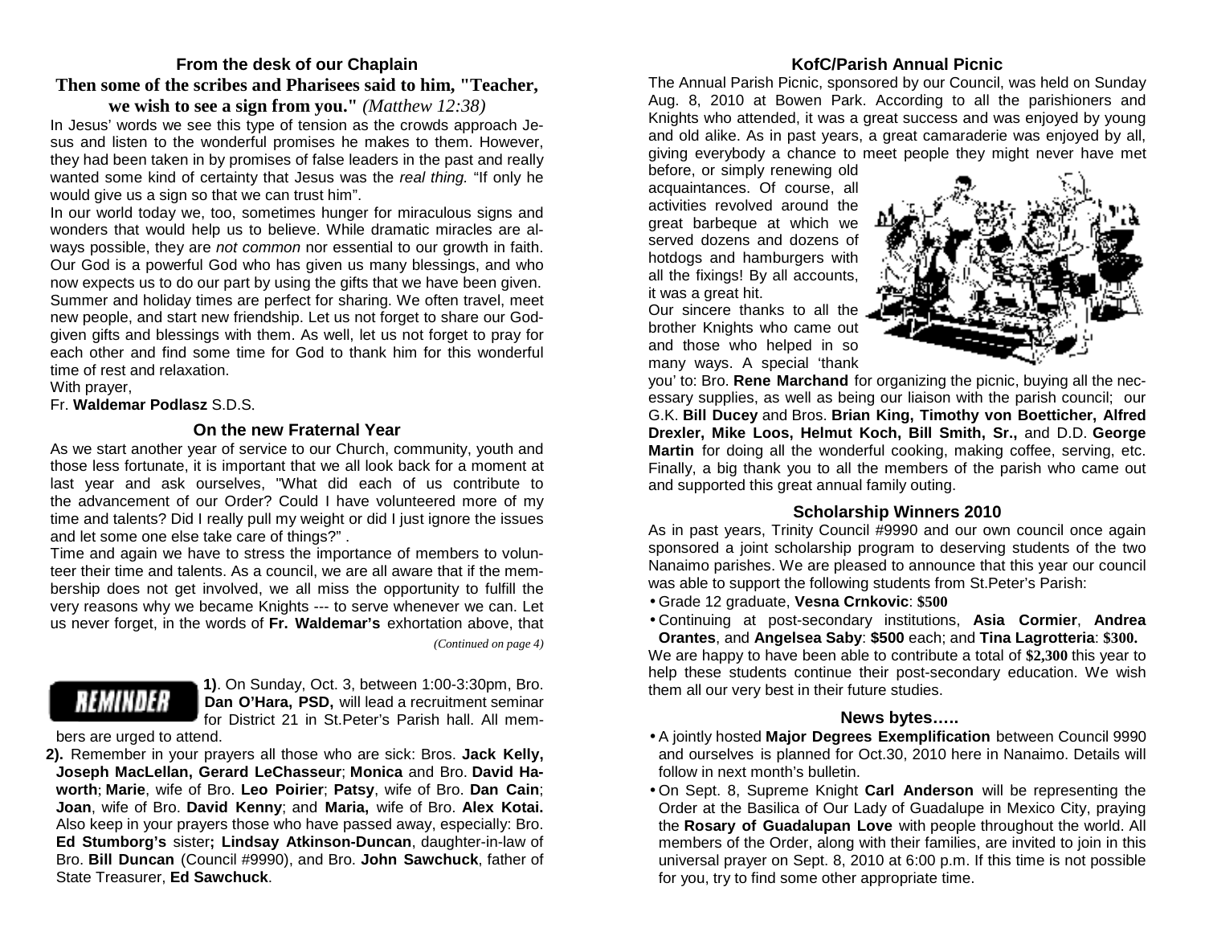## From the desk of our Chaplain

**Then some of the scribes and Pharisees said to him, "Teacher, we wish to see a sign from you."** *(Matthew 12:38)*

In Jesus' words we see this type of tension as the crowds approach Jesus and listen to the wonderful promises he makes to them. However, they had been taken in by promises of false leaders in the past and really wanted some kind of certainty that Jesus was the *real thing.* "If only he would give us a sign so that we can trust him".

In our world today we, too, sometimes hunger for miraculous signs and wonders that would help us to believe. While dramatic miracles are always possible, they are *not common* nor essential to our growth in faith. Our God is a powerful God who has given us many blessings, and who now expects us to do our part by using the gifts that we have been given. Summer and holiday times are perfect for sharing. We often travel, meet new people, and start new friendship. Let us not forget to share our God-given gifts and blessings with them. As well, let us not forget to pray for each other and find some time for God to thank him for this wonderful time of rest and relaxation.

With prayer,

Fr. **Waldemar Podlasz** S.D.S.

## On the new Fraternal Year

As we start another year of service to our Church, community, youth and those less fortunate, it is important that we all look back for a moment at last year and ask ourselves, "What did each of us contribute to the advancement of our Order? Could I have volunteered more of my time and talents? Did I really pull my weight or did I just ignore the issues and let some one else take care of things?" .

Time and again we have to stress the importance of members to volunteer their time and talents. As a council, we are all aware that if the membership does not get involved, we all miss the opportunity to fulfill the very reasons why we became Knights --- to serve whenever we can. Let us never forget, in the words of **Fr. Waldemar's** exhortation above, that

*(Continued on page 4)*

**REMINDER**

**1)**. On Sunday, Oct. 3, between 1:00-3:30pm, Bro. **Dan O'Hara, PSD,** will lead a recruitment seminar for District 21 in St.Peter's Parish hall. All members are urged to attend.

**2).** Remember in your prayers all those who are sick: Bros. **Jack Kelly, Joseph MacLellan, Gerard LeChasseur**; **Monica** and Bro. **David Haworth**; **Marie**, wife of Bro. **Leo Poirier**; **Patsy**, wife of Bro. **Dan Cain**; **Joan**, wife of Bro. **David Kenny**; and **Maria,** wife of Bro. **Alex Kotai.** Also keep in your prayers those who have passed away, especially: Bro. **Ed Stumborg's** sister**; Lindsay Atkinson-Duncan**, daughter-in-law of Bro. **Bill Duncan** (Council #9990), and Bro. **John Sawchuck**, father of State Treasurer, **Ed Sawchuck**.

## KofC/Parish Annual Picnic

The Annual Parish Picnic, sponsored by our Council, was held on Sunday Aug. 8, 2010 at Bowen Park. According to all the parishioners and Knights who attended, it was a great success and was enjoyed by young and old alike. As in past years, a great camaraderie was enjoyed by all, giving everybody a chance to meet people they might never have met before, or simply renewing old acquaintances. Of course, all activities revolved around the great barbeque at which we served dozens and dozens of hotdogs and hamburgers with all the fixings! By all accounts, it was a great hit.

Our sincere thanks to all the brother Knights who came out and those who helped in so many ways. A special 'thank you' to: Bro. **Rene Marchand** for organizing the picnic, buying all the necessary supplies, as well as being our liaison with the parish council; our G.K. **Bill Ducey** and Bros. **Brian King, Timothy von Boetticher, Alfred Drexler, Mike Loos, Helmut Koch, Bill Smith, Sr.,** and D.D. **George Martin** for doing all the wonderful cooking, making coffee, serving, etc. Finally, a big thank you to all the members of the parish who came out and supported this great annual family outing.

## Scholarship Winners 2010

As in past years, Trinity Council #9990 and our own council once again sponsored a joint scholarship program to deserving students of the two Nanaimo parishes. We are pleased to announce that this year our council was able to support the following students from St.Peter's Parish:

- Grade 12 graduate, **Vesna Crnkovic**: **$500**
- Continuing at post-secondary institutions, **Asia Cormier**, **Andrea Orantes**, and **Angelsea Saby**: **$500** each; and **Tina Lagrotteria**: **$300.**

We are happy to have been able to contribute a total of **$2,300** this year to help these students continue their post-secondary education. We wish them all our very best in their future studies.

## News bytes…..

- A jointly hosted **Major Degrees Exemplification** between Council 9990 and ourselves is planned for Oct.30, 2010 here in Nanaimo. Details will follow in next month's bulletin.
- On Sept. 8, Supreme Knight **Carl Anderson** will be representing the Order at the Basilica of Our Lady of Guadalupe in Mexico City, praying the **Rosary of Guadalupan Love** with people throughout the world. All members of the Order, along with their families, are invited to join in this universal prayer on Sept. 8, 2010 at 6:00 p.m. If this time is not possible for you, try to find some other appropriate time.